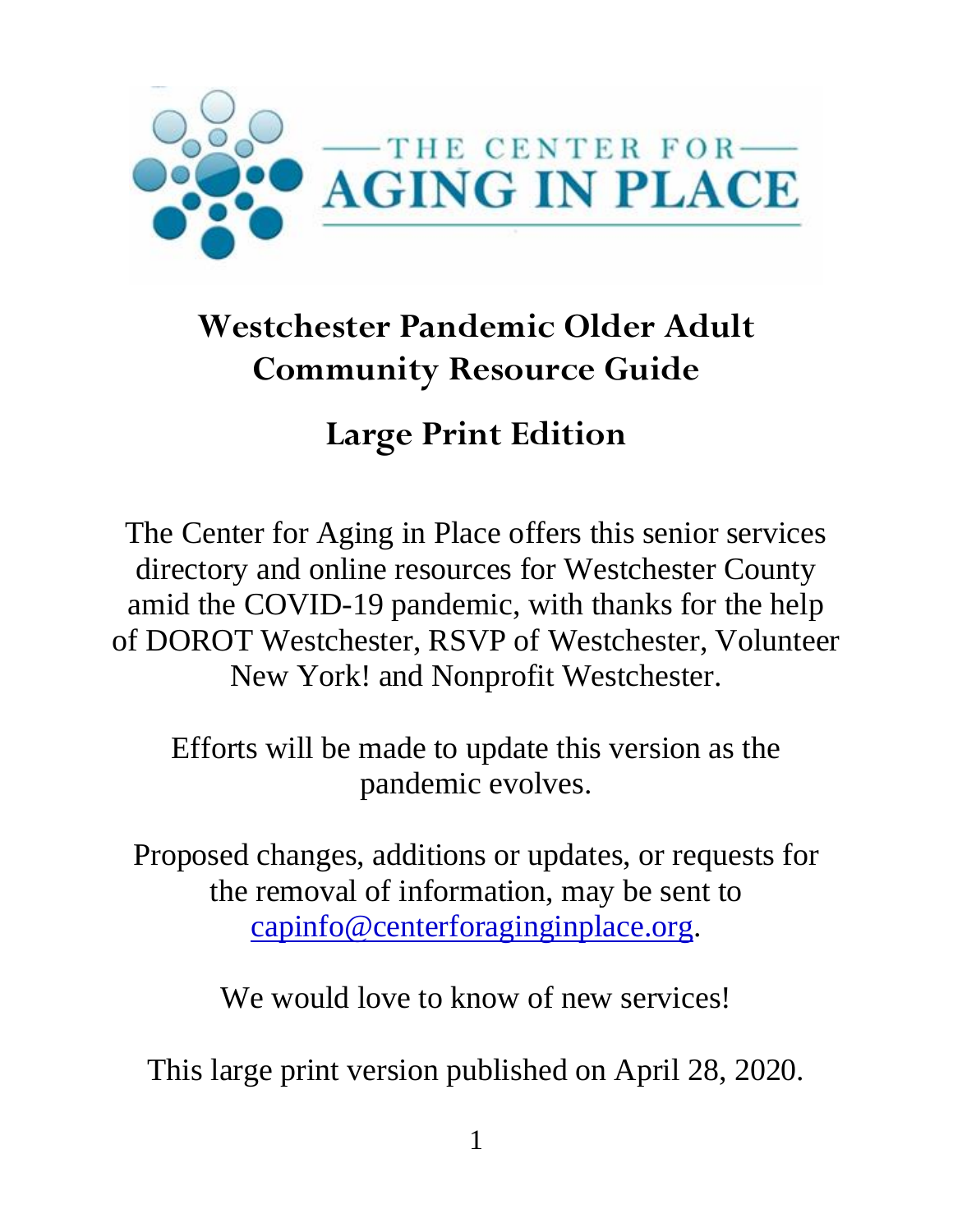THE CENTER FOR AGING IN PLACE

# Westchester Pandemic Older Adult Community Resource Guide

## Large Print Edition

The Center for Aging in Place offers this senior services directory and online resources for Westchester County amid the COVID-19 pandemic, with thanks for the help of DOROT Westchester, RSVP of Westchester, Volunteer New York! and Nonprofit Westchester.

Efforts will be made to update this version as the pandemic evolves.

Proposed changes, additions or updates, or requests for the removal of information, may be sent to capinfo@centerforaginginplace.org.

We would love to know of new services!

This large print version published on April 28, 2020.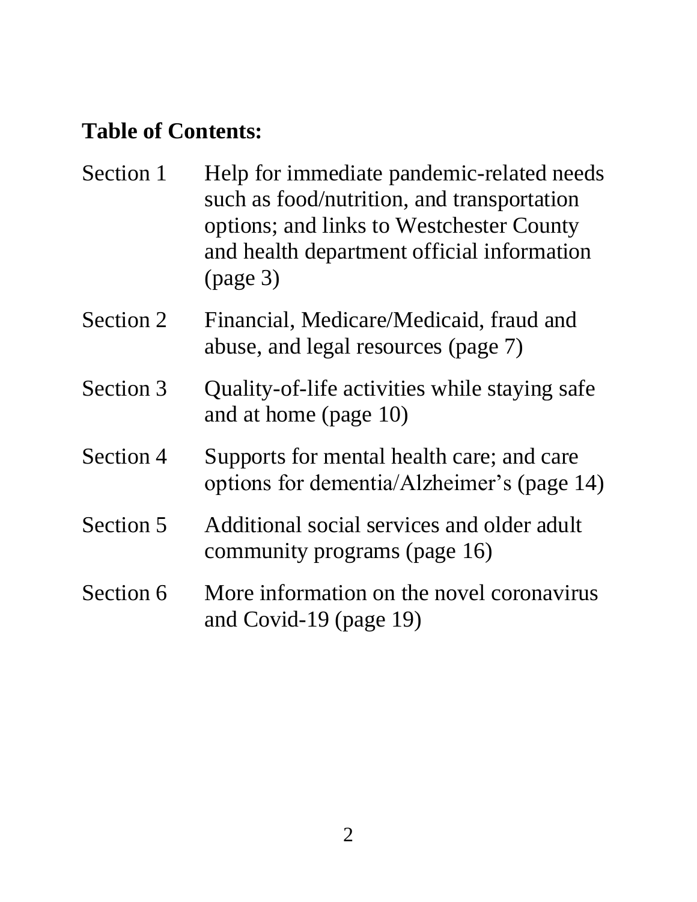**Table of Contents:**

| | |
|---|---|
| Section 1 | Help for immediate pandemic-related needs such as food/nutrition, and transportation options; and links to Westchester County and health department official information (page 3) |
| Section 2 | Financial, Medicare/Medicaid, fraud and abuse, and legal resources (page 7) |
| Section 3 | Quality-of-life activities while staying safe and at home (page 10) |
| Section 4 | Supports for mental health care; and care options for dementia/Alzheimer's (page 14) |
| Section 5 | Additional social services and older adult community programs (page 16) |
| Section 6 | More information on the novel coronavirus and Covid-19 (page 19) |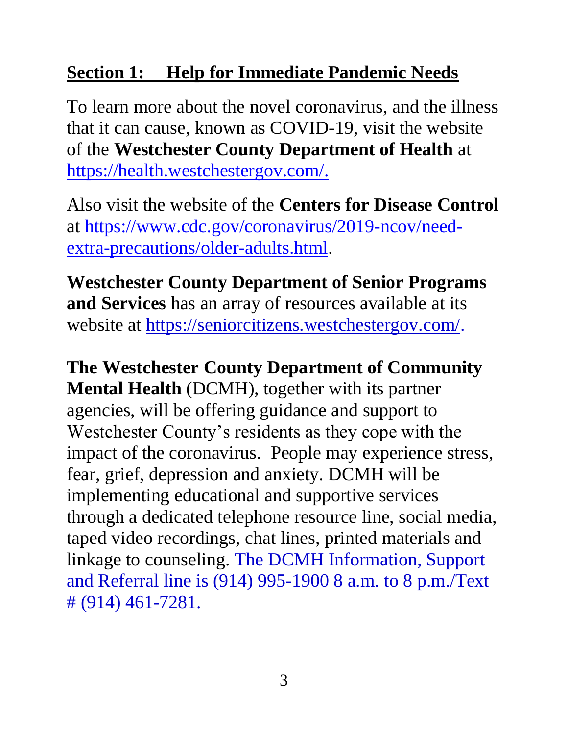## Section 1: Help for Immediate Pandemic Needs

To learn more about the novel coronavirus, and the illness that it can cause, known as COVID-19, visit the website of the **Westchester County Department of Health** at https://health.westchestergov.com/.

Also visit the website of the **Centers for Disease Control** at https://www.cdc.gov/coronavirus/2019-ncov/need-extra-precautions/older-adults.html.

**Westchester County Department of Senior Programs and Services** has an array of resources available at its website at https://seniorcitizens.westchestergov.com/.

**The Westchester County Department of Community Mental Health** (DCMH), together with its partner agencies, will be offering guidance and support to Westchester County's residents as they cope with the impact of the coronavirus. People may experience stress, fear, grief, depression and anxiety. DCMH will be implementing educational and supportive services through a dedicated telephone resource line, social media, taped video recordings, chat lines, printed materials and linkage to counseling. The DCMH Information, Support and Referral line is (914) 995-1900 8 a.m. to 8 p.m./Text # (914) 461-7281.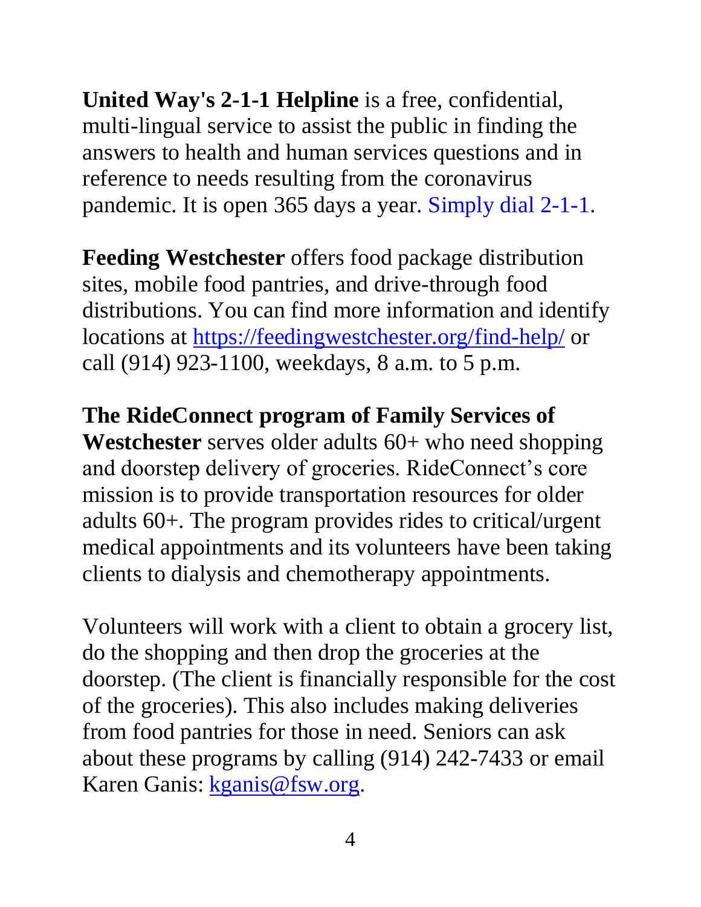**United Way's 2-1-1 Helpline** is a free, confidential, multi-lingual service to assist the public in finding the answers to health and human services questions and in reference to needs resulting from the coronavirus pandemic. It is open 365 days a year. Simply dial 2-1-1.

**Feeding Westchester** offers food package distribution sites, mobile food pantries, and drive-through food distributions. You can find more information and identify locations at https://feedingwestchester.org/find-help/ or call (914) 923-1100, weekdays, 8 a.m. to 5 p.m.

**The RideConnect program of Family Services of Westchester** serves older adults 60+ who need shopping and doorstep delivery of groceries. RideConnect's core mission is to provide transportation resources for older adults 60+. The program provides rides to critical/urgent medical appointments and its volunteers have been taking clients to dialysis and chemotherapy appointments.

Volunteers will work with a client to obtain a grocery list, do the shopping and then drop the groceries at the doorstep. (The client is financially responsible for the cost of the groceries). This also includes making deliveries from food pantries for those in need. Seniors can ask about these programs by calling (914) 242-7433 or email Karen Ganis: kganis@fsw.org.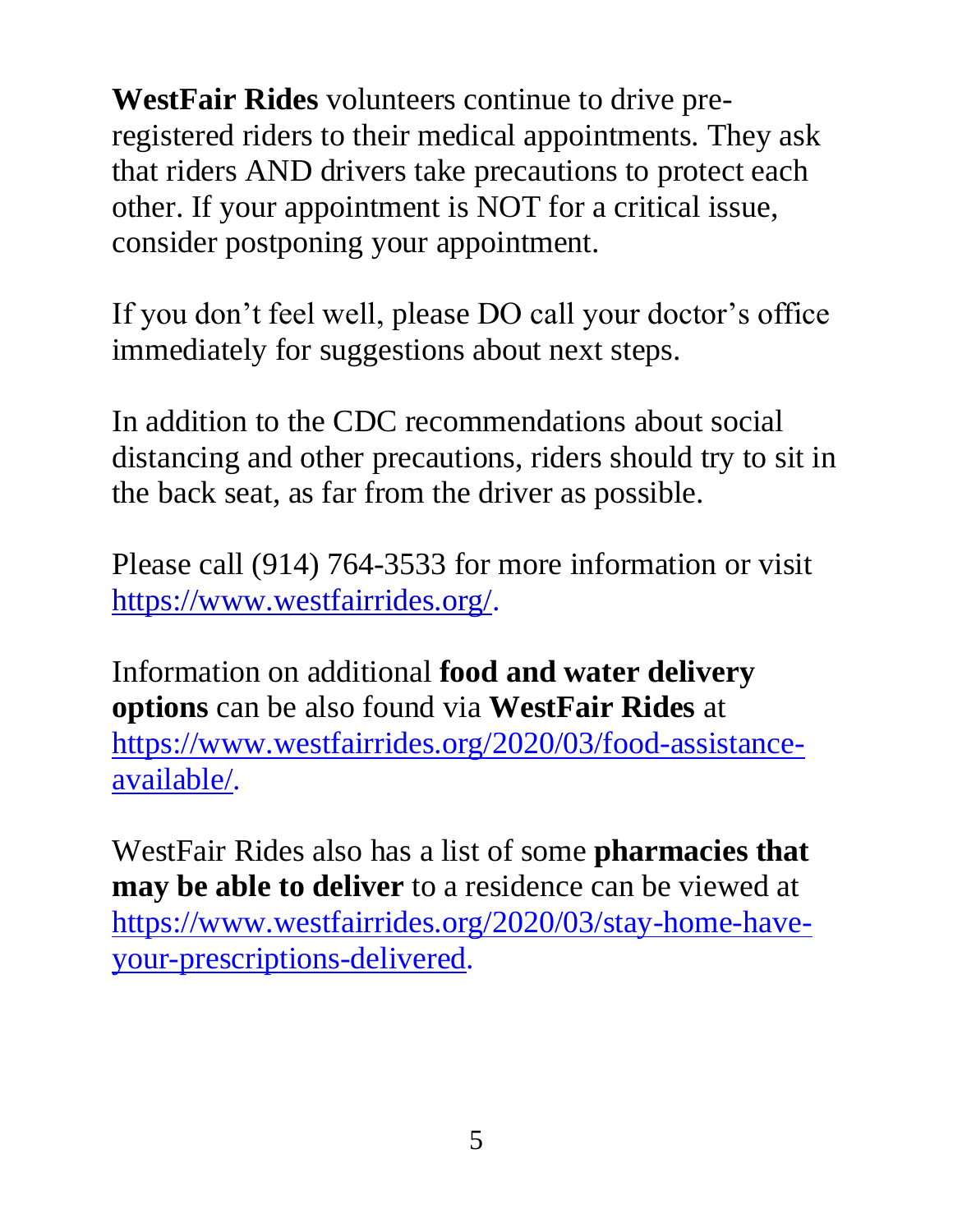**WestFair Rides** volunteers continue to drive pre-registered riders to their medical appointments. They ask that riders AND drivers take precautions to protect each other. If your appointment is NOT for a critical issue, consider postponing your appointment.

If you don't feel well, please DO call your doctor's office immediately for suggestions about next steps.

In addition to the CDC recommendations about social distancing and other precautions, riders should try to sit in the back seat, as far from the driver as possible.

Please call (914) 764-3533 for more information or visit [https://www.westfairrides.org/](https://www.westfairrides.org/).

Information on additional **food and water delivery options** can be also found via **WestFair Rides** at [https://www.westfairrides.org/2020/03/food-assistance-available/](https://www.westfairrides.org/2020/03/food-assistance-available/).

WestFair Rides also has a list of some **pharmacies that may be able to deliver** to a residence can be viewed at [https://www.westfairrides.org/2020/03/stay-home-have-your-prescriptions-delivered](https://www.westfairrides.org/2020/03/stay-home-have-your-prescriptions-delivered).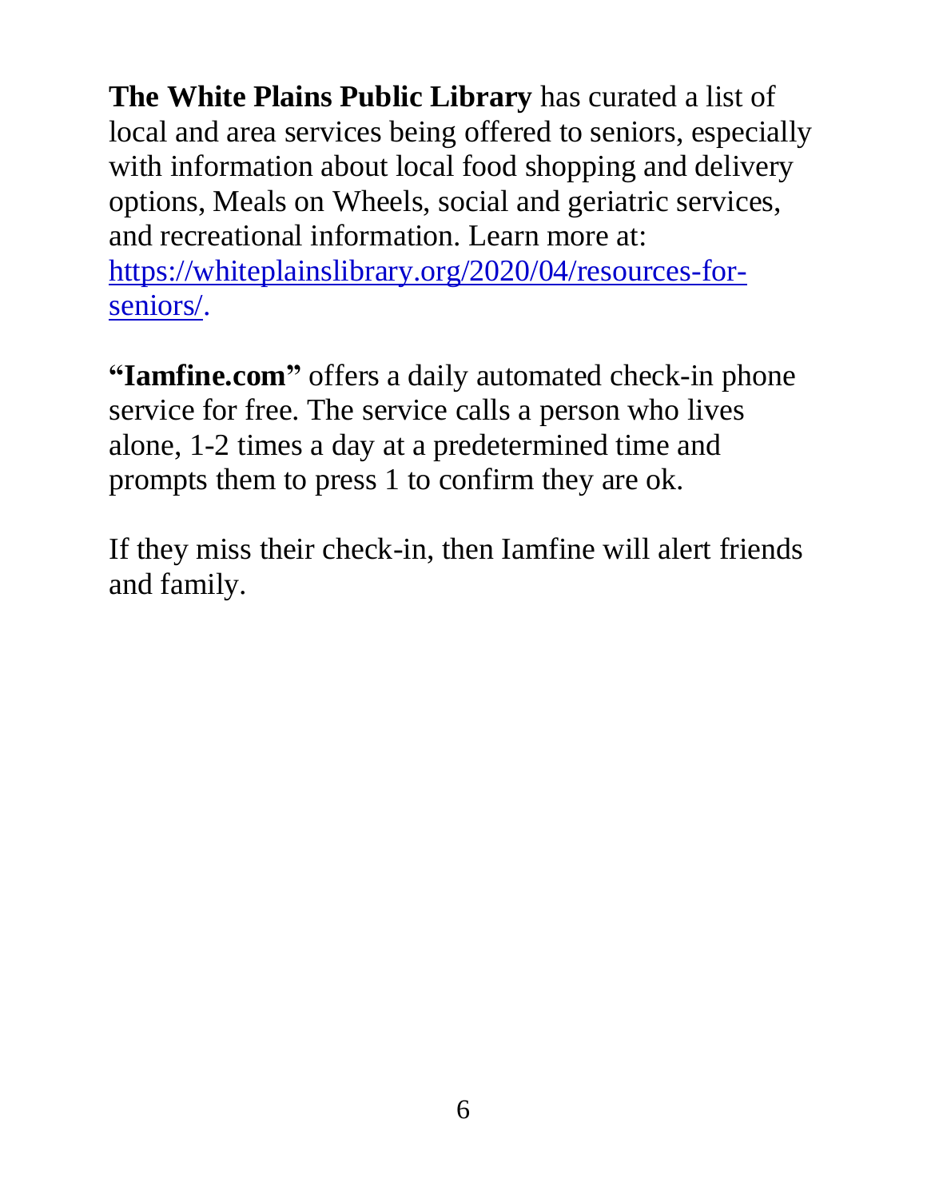**The White Plains Public Library** has curated a list of local and area services being offered to seniors, especially with information about local food shopping and delivery options, Meals on Wheels, social and geriatric services, and recreational information. Learn more at: https://whiteplainslibrary.org/2020/04/resources-for-seniors/.

**"Iamfine.com"** offers a daily automated check-in phone service for free. The service calls a person who lives alone, 1-2 times a day at a predetermined time and prompts them to press 1 to confirm they are ok.

If they miss their check-in, then Iamfine will alert friends and family.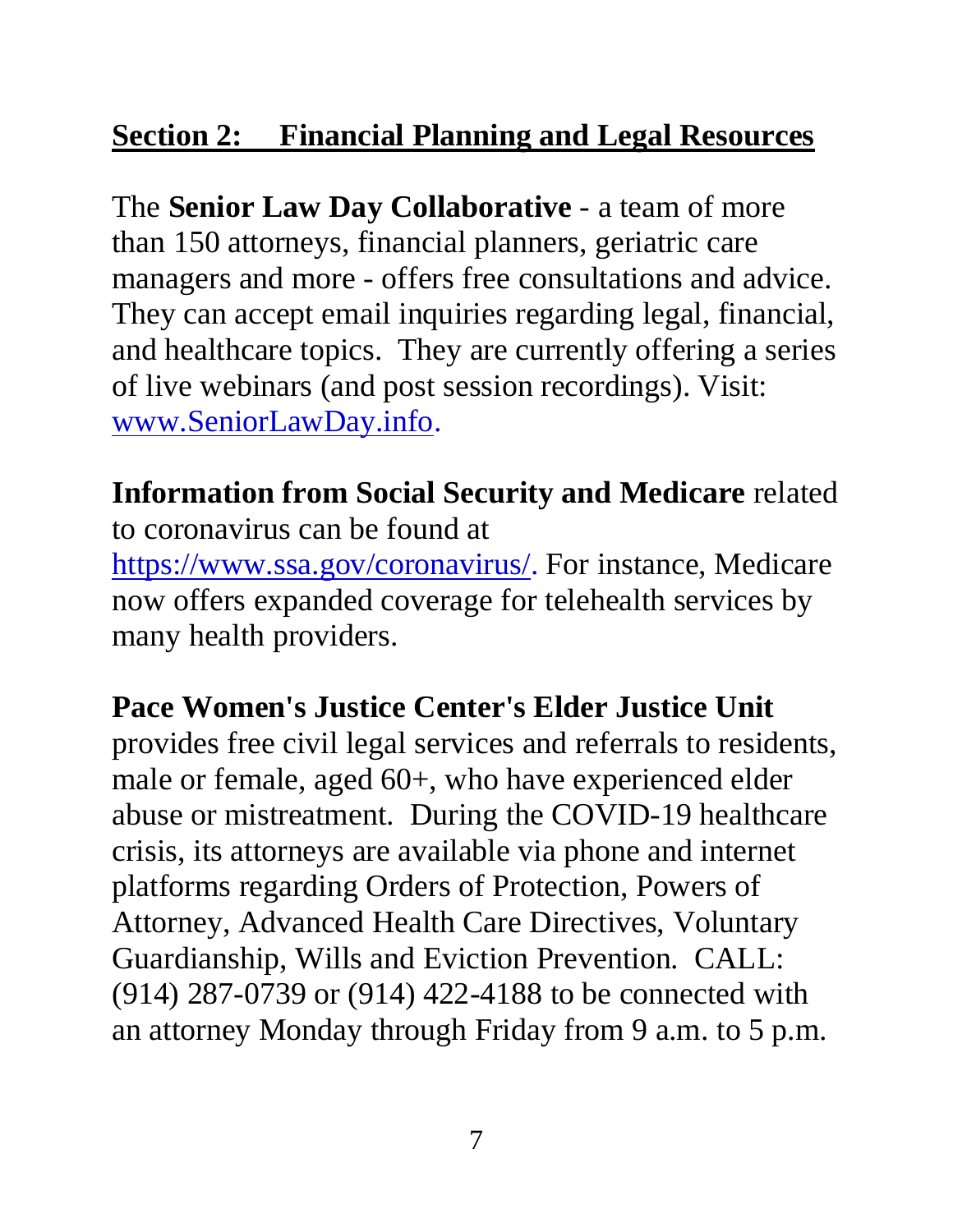## Section 2: Financial Planning and Legal Resources

The **Senior Law Day Collaborative** - a team of more than 150 attorneys, financial planners, geriatric care managers and more - offers free consultations and advice. They can accept email inquiries regarding legal, financial, and healthcare topics. They are currently offering a series of live webinars (and post session recordings). Visit: www.SeniorLawDay.info.

**Information from Social Security and Medicare** related to coronavirus can be found at https://www.ssa.gov/coronavirus/. For instance, Medicare now offers expanded coverage for telehealth services by many health providers.

**Pace Women's Justice Center's Elder Justice Unit** provides free civil legal services and referrals to residents, male or female, aged 60+, who have experienced elder abuse or mistreatment. During the COVID-19 healthcare crisis, its attorneys are available via phone and internet platforms regarding Orders of Protection, Powers of Attorney, Advanced Health Care Directives, Voluntary Guardianship, Wills and Eviction Prevention. CALL: (914) 287-0739 or (914) 422-4188 to be connected with an attorney Monday through Friday from 9 a.m. to 5 p.m.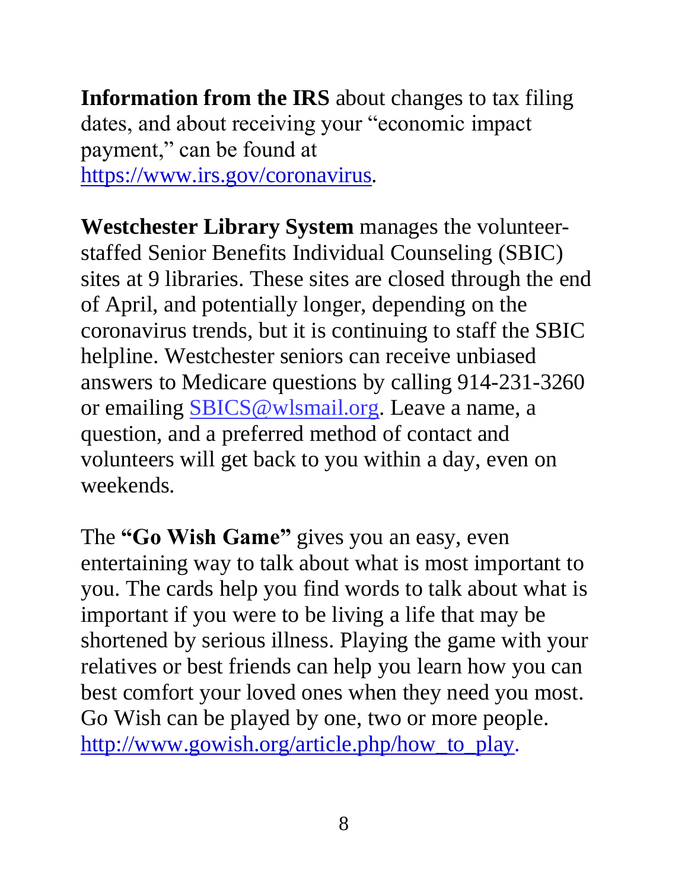**Information from the IRS** about changes to tax filing dates, and about receiving your "economic impact payment," can be found at https://www.irs.gov/coronavirus.

**Westchester Library System** manages the volunteer-staffed Senior Benefits Individual Counseling (SBIC) sites at 9 libraries. These sites are closed through the end of April, and potentially longer, depending on the coronavirus trends, but it is continuing to staff the SBIC helpline. Westchester seniors can receive unbiased answers to Medicare questions by calling 914-231-3260 or emailing SBICS@wlsmail.org. Leave a name, a question, and a preferred method of contact and volunteers will get back to you within a day, even on weekends.

The **"Go Wish Game"** gives you an easy, even entertaining way to talk about what is most important to you. The cards help you find words to talk about what is important if you were to be living a life that may be shortened by serious illness. Playing the game with your relatives or best friends can help you learn how you can best comfort your loved ones when they need you most. Go Wish can be played by one, two or more people. http://www.gowish.org/article.php/how_to_play.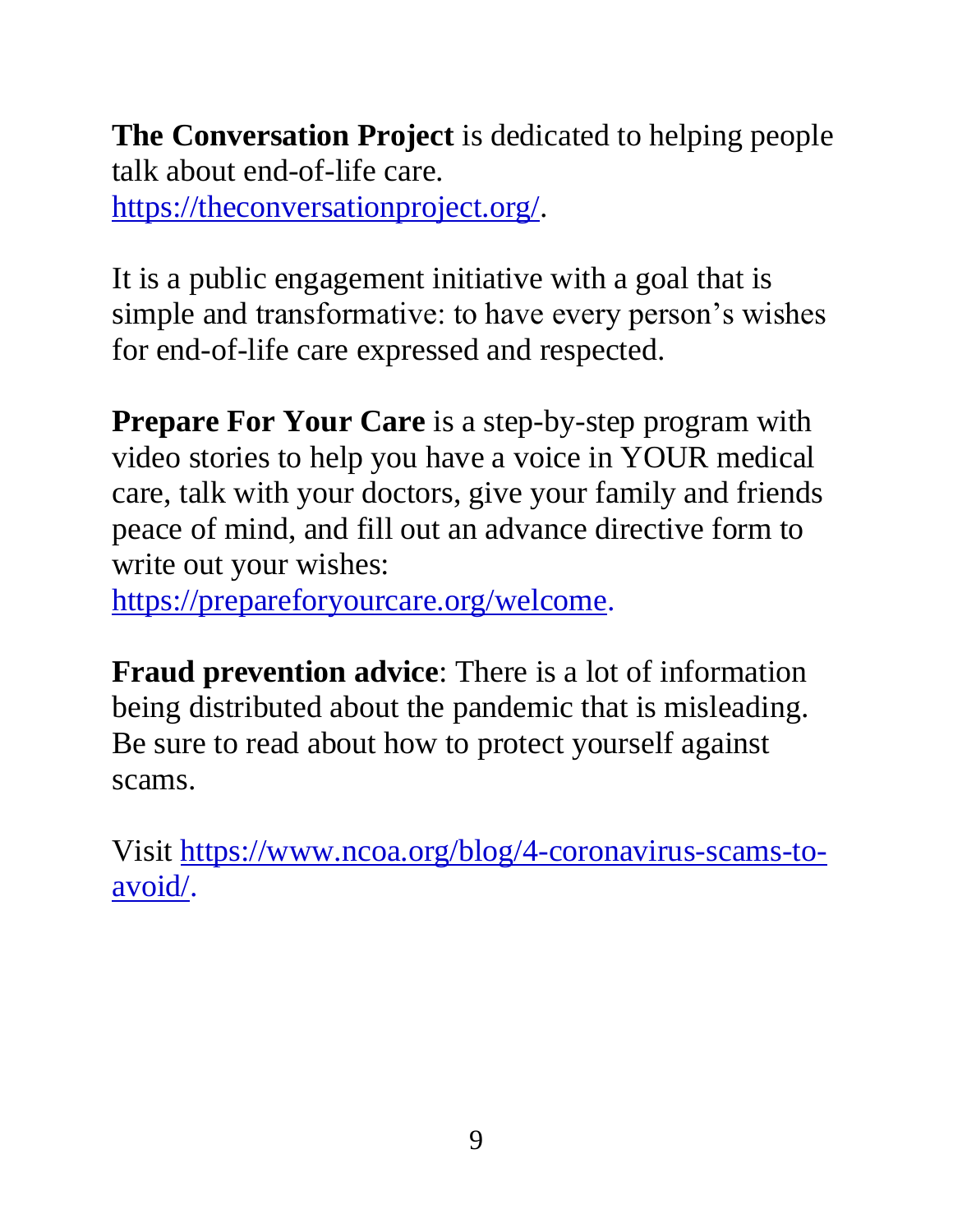**The Conversation Project** is dedicated to helping people talk about end-of-life care. https://theconversationproject.org/.

It is a public engagement initiative with a goal that is simple and transformative: to have every person's wishes for end-of-life care expressed and respected.

**Prepare For Your Care** is a step-by-step program with video stories to help you have a voice in YOUR medical care, talk with your doctors, give your family and friends peace of mind, and fill out an advance directive form to write out your wishes: https://prepareforyourcare.org/welcome.

**Fraud prevention advice**: There is a lot of information being distributed about the pandemic that is misleading. Be sure to read about how to protect yourself against scams.

Visit https://www.ncoa.org/blog/4-coronavirus-scams-to-avoid/.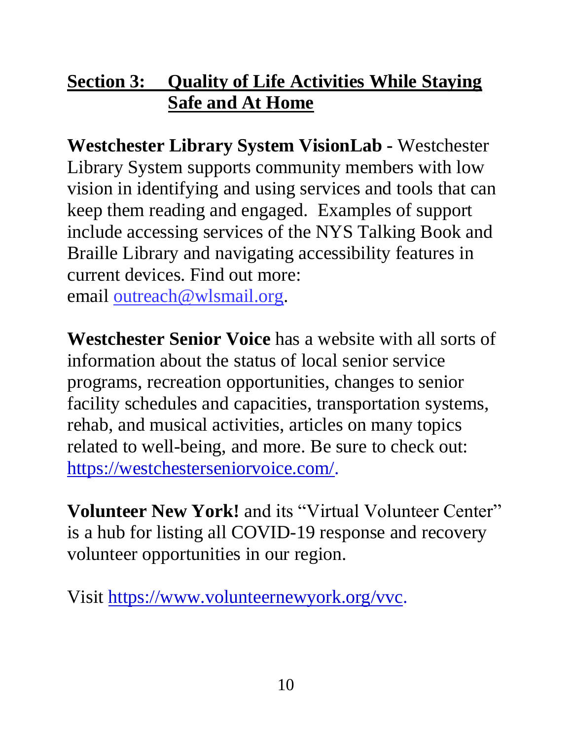## Section 3: Quality of Life Activities While Staying Safe and At Home

**Westchester Library System VisionLab -** Westchester Library System supports community members with low vision in identifying and using services and tools that can keep them reading and engaged. Examples of support include accessing services of the NYS Talking Book and Braille Library and navigating accessibility features in current devices. Find out more: email outreach@wlsmail.org.

**Westchester Senior Voice** has a website with all sorts of information about the status of local senior service programs, recreation opportunities, changes to senior facility schedules and capacities, transportation systems, rehab, and musical activities, articles on many topics related to well-being, and more. Be sure to check out: https://westchesterseniorvoice.com/.

**Volunteer New York!** and its "Virtual Volunteer Center" is a hub for listing all COVID-19 response and recovery volunteer opportunities in our region.

Visit https://www.volunteernewyork.org/vvc.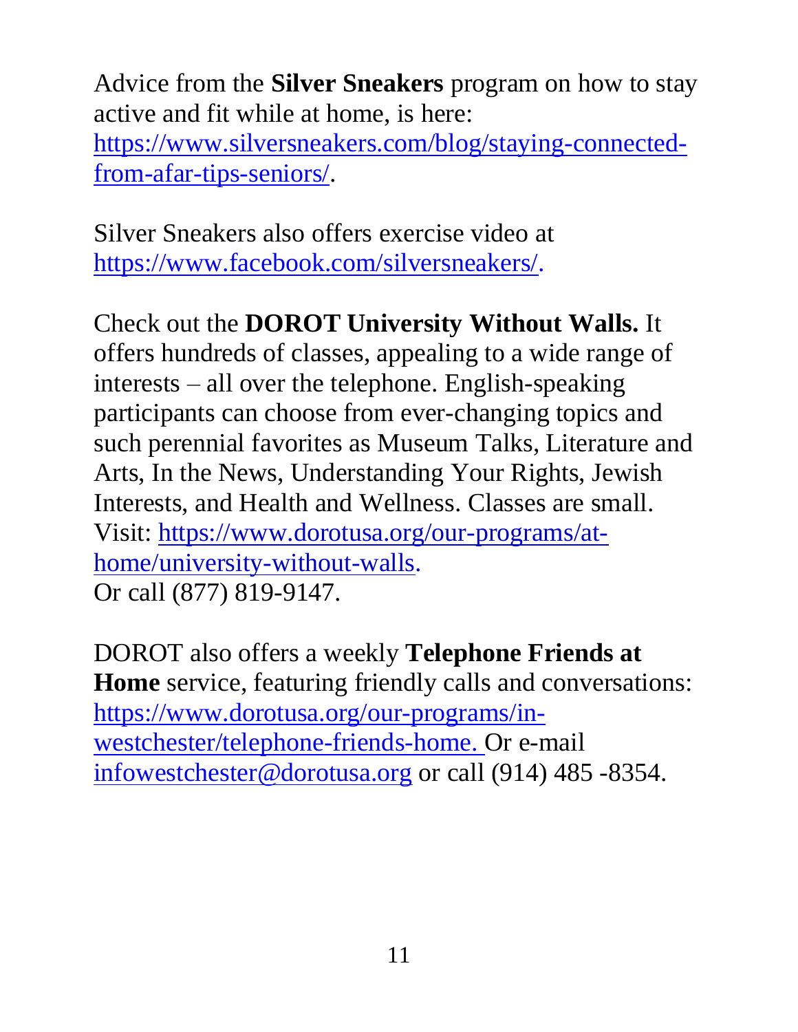Advice from the **Silver Sneakers** program on how to stay active and fit while at home, is here: https://www.silversneakers.com/blog/staying-connected-from-afar-tips-seniors/.

Silver Sneakers also offers exercise video at https://www.facebook.com/silversneakers/.

Check out the **DOROT University Without Walls.** It offers hundreds of classes, appealing to a wide range of interests – all over the telephone. English-speaking participants can choose from ever-changing topics and such perennial favorites as Museum Talks, Literature and Arts, In the News, Understanding Your Rights, Jewish Interests, and Health and Wellness. Classes are small. Visit: https://www.dorotusa.org/our-programs/at-home/university-without-walls.
Or call (877) 819-9147.

DOROT also offers a weekly **Telephone Friends at Home** service, featuring friendly calls and conversations: https://www.dorotusa.org/our-programs/in-westchester/telephone-friends-home. Or e-mail infowestchester@dorotusa.org or call (914) 485 -8354.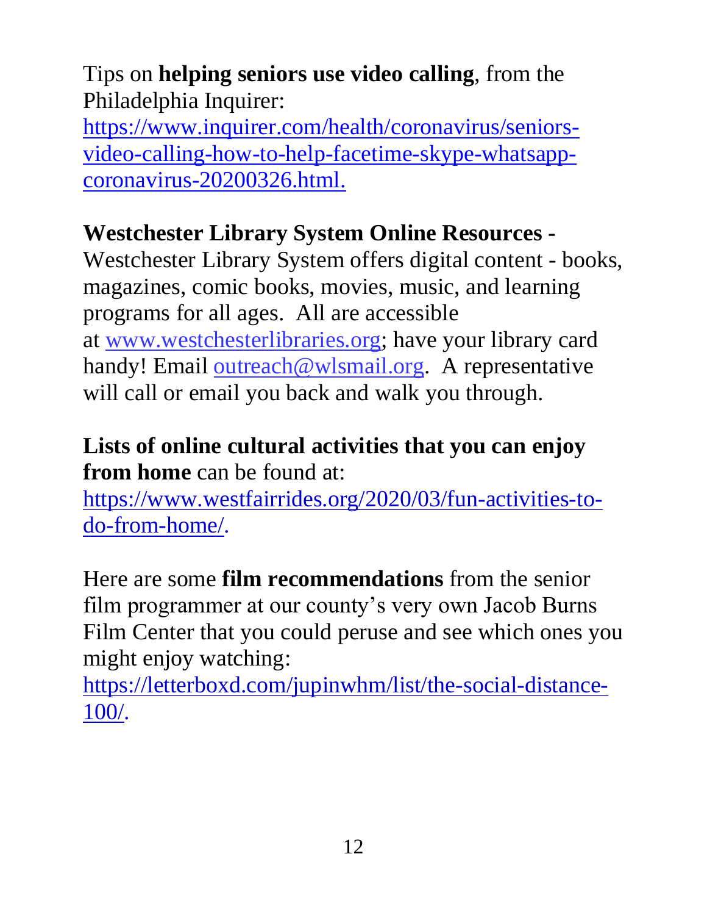Tips on **helping seniors use video calling**, from the Philadelphia Inquirer: https://www.inquirer.com/health/coronavirus/seniors-video-calling-how-to-help-facetime-skype-whatsapp-coronavirus-20200326.html.

**Westchester Library System Online Resources -** Westchester Library System offers digital content - books, magazines, comic books, movies, music, and learning programs for all ages. All are accessible at www.westchesterlibraries.org; have your library card handy! Email outreach@wlsmail.org. A representative will call or email you back and walk you through.

**Lists of online cultural activities that you can enjoy from home** can be found at: https://www.westfairrides.org/2020/03/fun-activities-to-do-from-home/.

Here are some **film recommendations** from the senior film programmer at our county's very own Jacob Burns Film Center that you could peruse and see which ones you might enjoy watching: https://letterboxd.com/jupinwhm/list/the-social-distance-100/.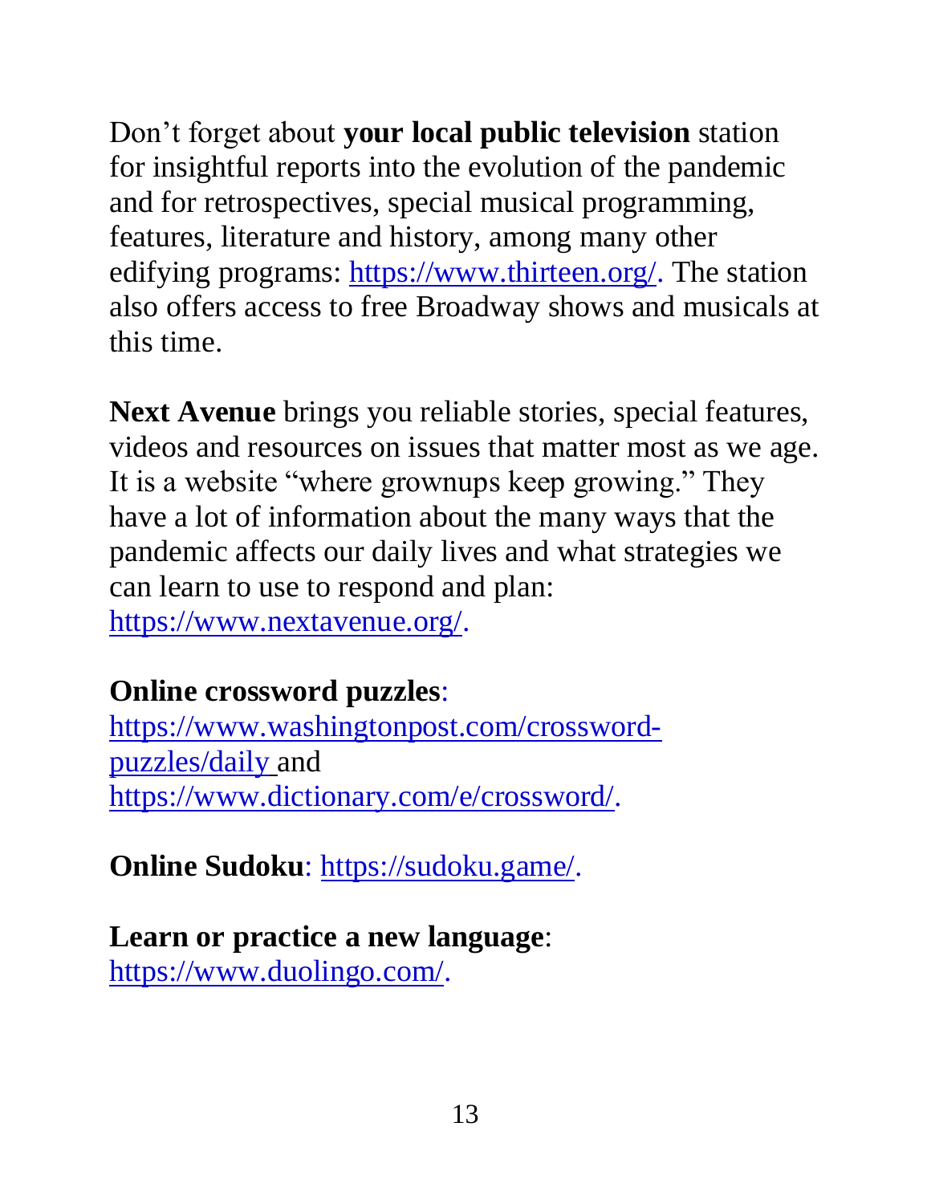Don't forget about **your local public television** station for insightful reports into the evolution of the pandemic and for retrospectives, special musical programming, features, literature and history, among many other edifying programs: https://www.thirteen.org/. The station also offers access to free Broadway shows and musicals at this time.

**Next Avenue** brings you reliable stories, special features, videos and resources on issues that matter most as we age. It is a website "where grownups keep growing." They have a lot of information about the many ways that the pandemic affects our daily lives and what strategies we can learn to use to respond and plan: https://www.nextavenue.org/.

**Online crossword puzzles**: https://www.washingtonpost.com/crossword-puzzles/daily and https://www.dictionary.com/e/crossword/.

**Online Sudoku**: https://sudoku.game/.

**Learn or practice a new language**: https://www.duolingo.com/.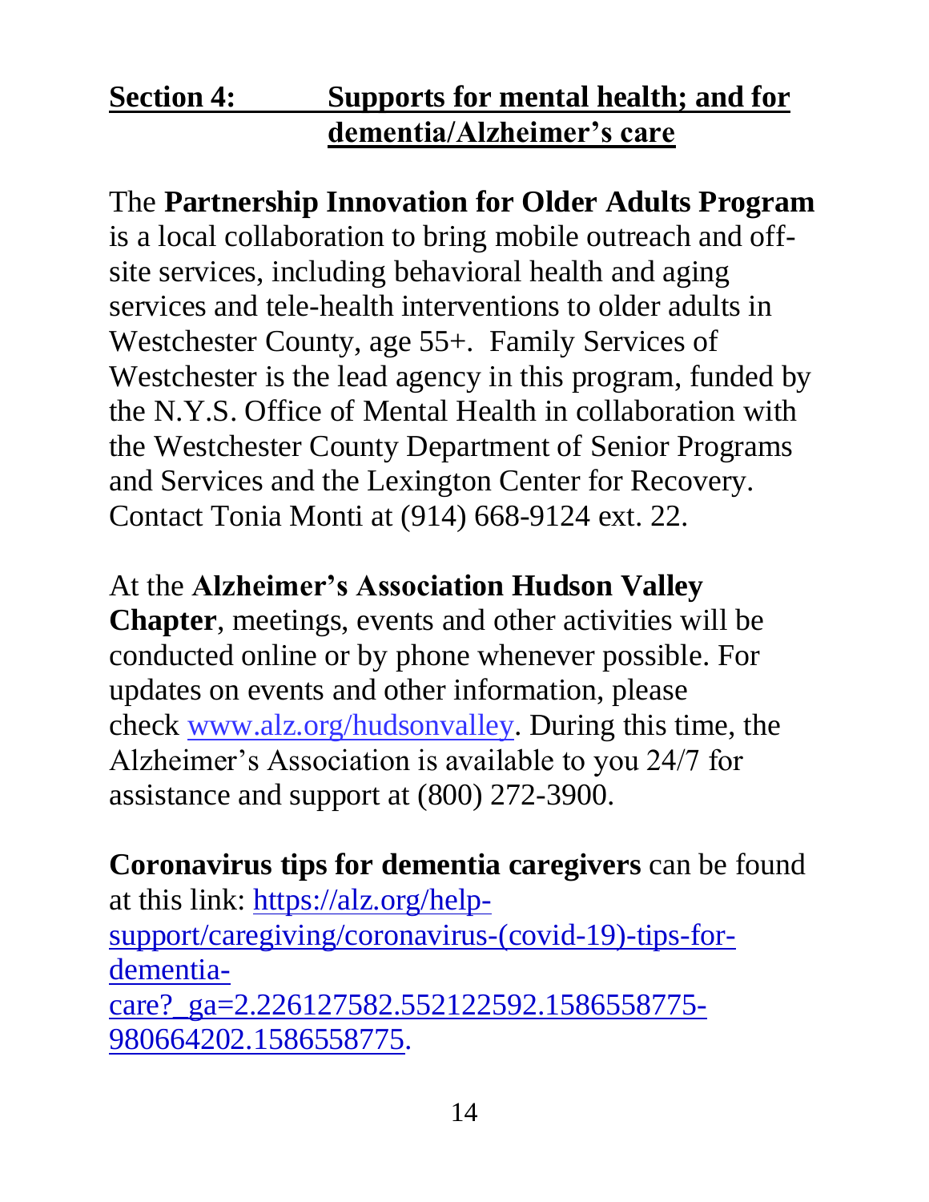## Section 4: Supports for mental health; and for dementia/Alzheimer's care

The **Partnership Innovation for Older Adults Program** is a local collaboration to bring mobile outreach and off-site services, including behavioral health and aging services and tele-health interventions to older adults in Westchester County, age 55+. Family Services of Westchester is the lead agency in this program, funded by the N.Y.S. Office of Mental Health in collaboration with the Westchester County Department of Senior Programs and Services and the Lexington Center for Recovery. Contact Tonia Monti at (914) 668-9124 ext. 22.

At the **Alzheimer's Association Hudson Valley Chapter**, meetings, events and other activities will be conducted online or by phone whenever possible. For updates on events and other information, please check www.alz.org/hudsonvalley. During this time, the Alzheimer's Association is available to you 24/7 for assistance and support at (800) 272-3900.

**Coronavirus tips for dementia caregivers** can be found at this link: https://alz.org/help-support/caregiving/coronavirus-(covid-19)-tips-for-dementia-care?_ga=2.226127582.552122592.1586558775-980664202.1586558775.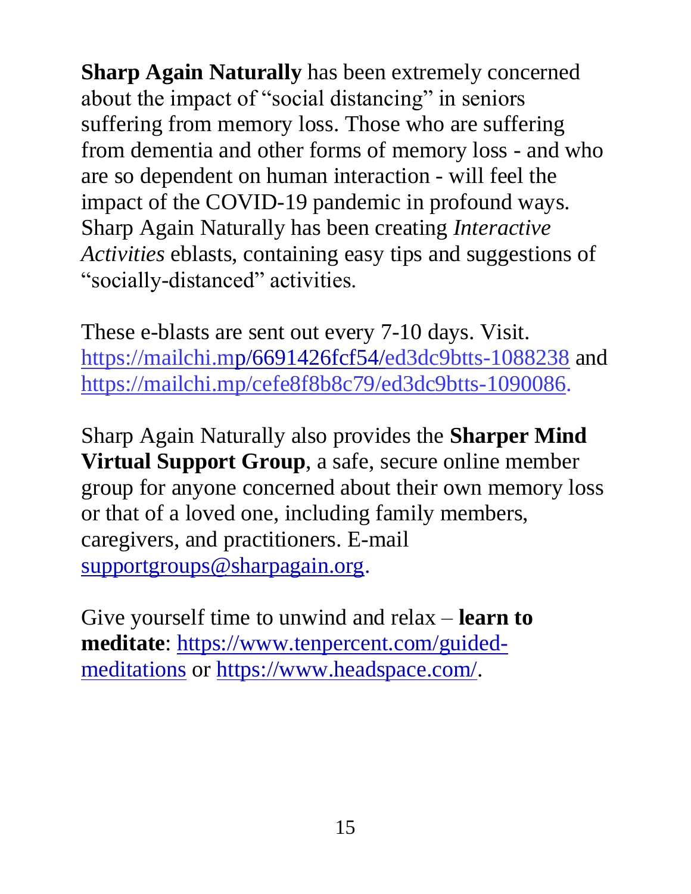**Sharp Again Naturally** has been extremely concerned about the impact of "social distancing" in seniors suffering from memory loss. Those who are suffering from dementia and other forms of memory loss - and who are so dependent on human interaction - will feel the impact of the COVID-19 pandemic in profound ways. Sharp Again Naturally has been creating *Interactive Activities* eblasts, containing easy tips and suggestions of "socially-distanced" activities.

These e-blasts are sent out every 7-10 days. Visit. https://mailchi.mp/6691426fcf54/ed3dc9btts-1088238 and https://mailchi.mp/cefe8f8b8c79/ed3dc9btts-1090086.

Sharp Again Naturally also provides the **Sharper Mind Virtual Support Group**, a safe, secure online member group for anyone concerned about their own memory loss or that of a loved one, including family members, caregivers, and practitioners. E-mail supportgroups@sharpagain.org.

Give yourself time to unwind and relax – **learn to meditate**: https://www.tenpercent.com/guided-meditations or https://www.headspace.com/.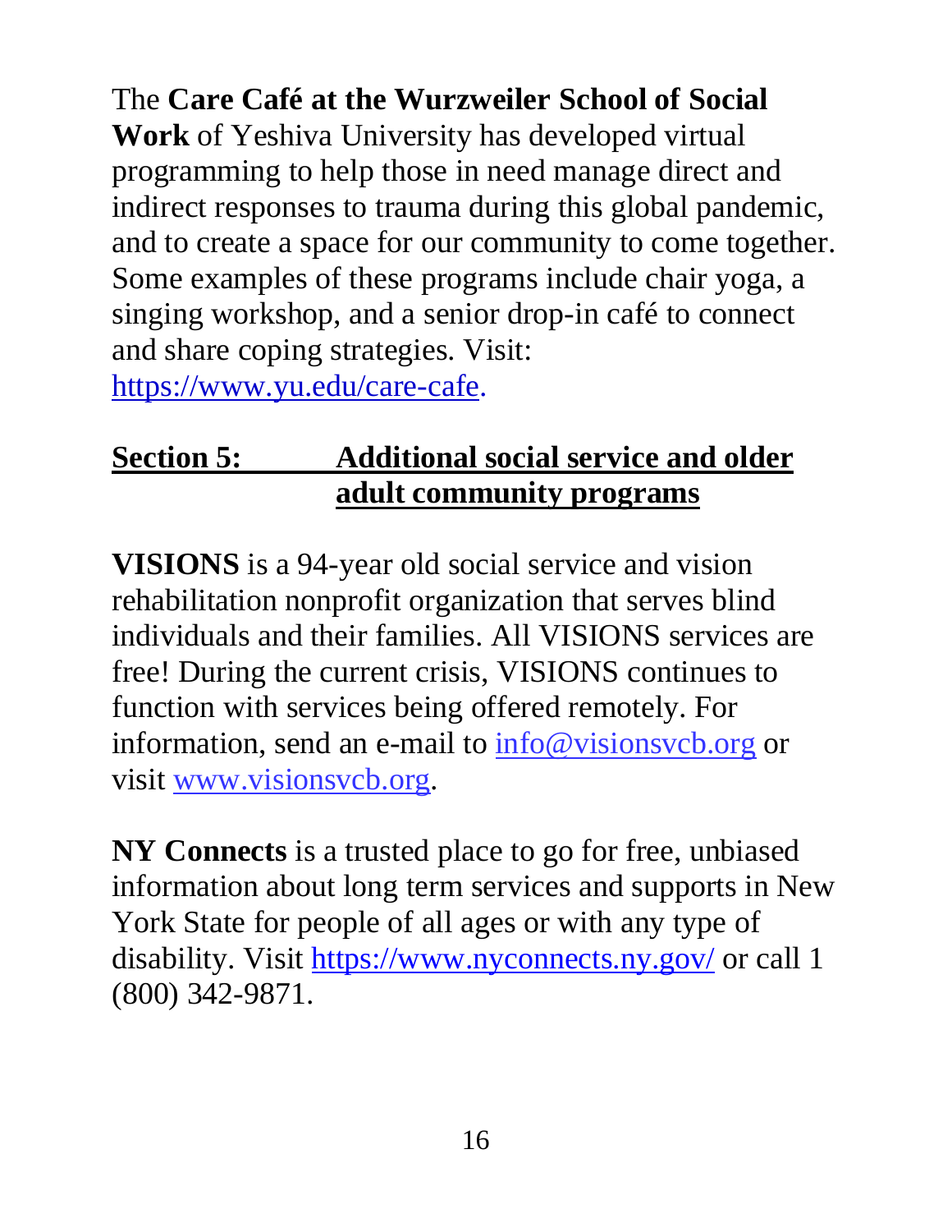The **Care Café at the Wurzweiler School of Social Work** of Yeshiva University has developed virtual programming to help those in need manage direct and indirect responses to trauma during this global pandemic, and to create a space for our community to come together. Some examples of these programs include chair yoga, a singing workshop, and a senior drop-in café to connect and share coping strategies. Visit: https://www.yu.edu/care-cafe.

## Section 5: Additional social service and older adult community programs

**VISIONS** is a 94-year old social service and vision rehabilitation nonprofit organization that serves blind individuals and their families. All VISIONS services are free! During the current crisis, VISIONS continues to function with services being offered remotely. For information, send an e-mail to info@visionsvcb.org or visit www.visionsvcb.org.

**NY Connects** is a trusted place to go for free, unbiased information about long term services and supports in New York State for people of all ages or with any type of disability. Visit https://www.nyconnects.ny.gov/ or call 1 (800) 342-9871.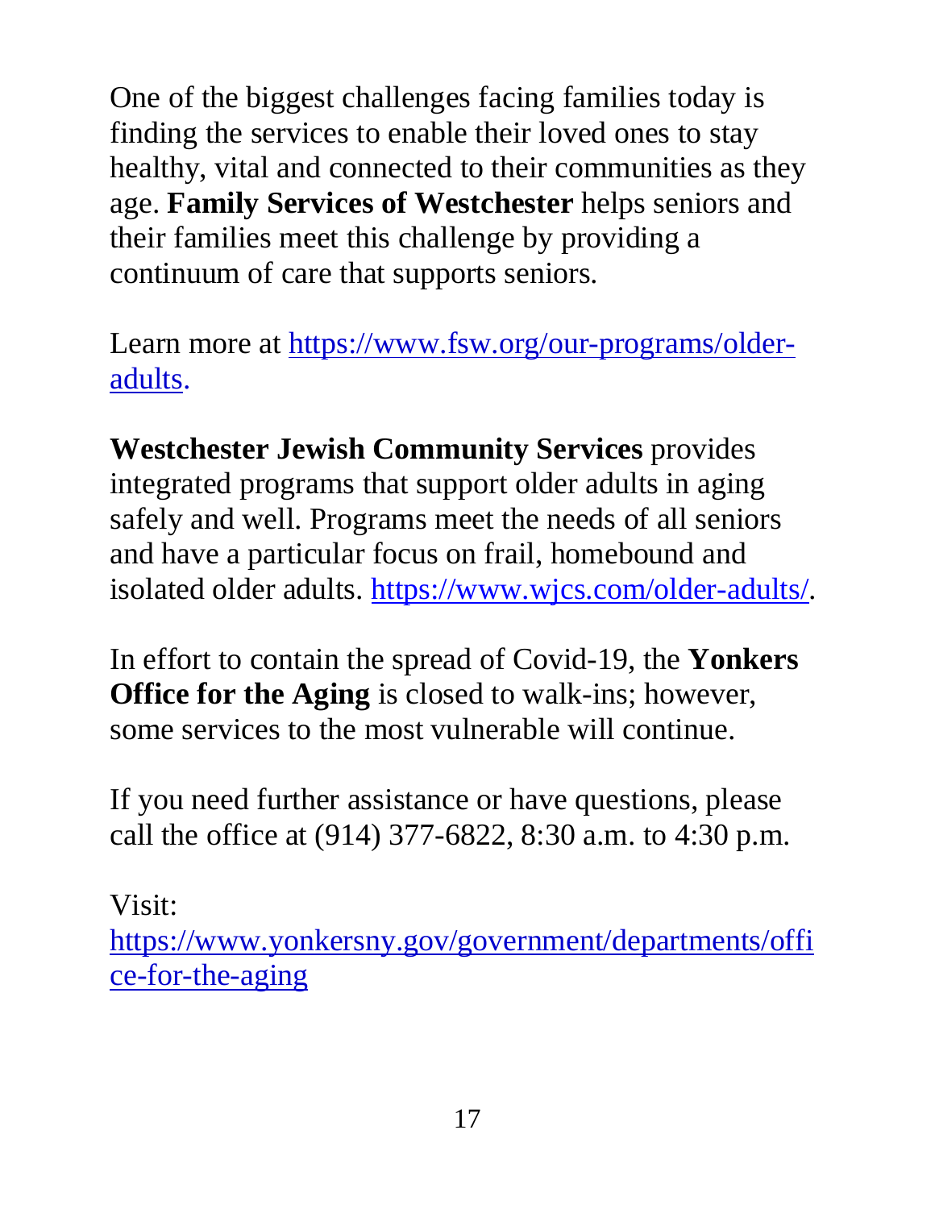One of the biggest challenges facing families today is finding the services to enable their loved ones to stay healthy, vital and connected to their communities as they age. **Family Services of Westchester** helps seniors and their families meet this challenge by providing a continuum of care that supports seniors.

Learn more at [https://www.fsw.org/our-programs/older-adults](https://www.fsw.org/our-programs/older-adults).

**Westchester Jewish Community Services** provides integrated programs that support older adults in aging safely and well. Programs meet the needs of all seniors and have a particular focus on frail, homebound and isolated older adults. [https://www.wjcs.com/older-adults/](https://www.wjcs.com/older-adults/).

In effort to contain the spread of Covid-19, the **Yonkers Office for the Aging** is closed to walk-ins; however, some services to the most vulnerable will continue.

If you need further assistance or have questions, please call the office at (914) 377-6822, 8:30 a.m. to 4:30 p.m.

Visit:
[https://www.yonkersny.gov/government/departments/office-for-the-aging](https://www.yonkersny.gov/government/departments/office-for-the-aging)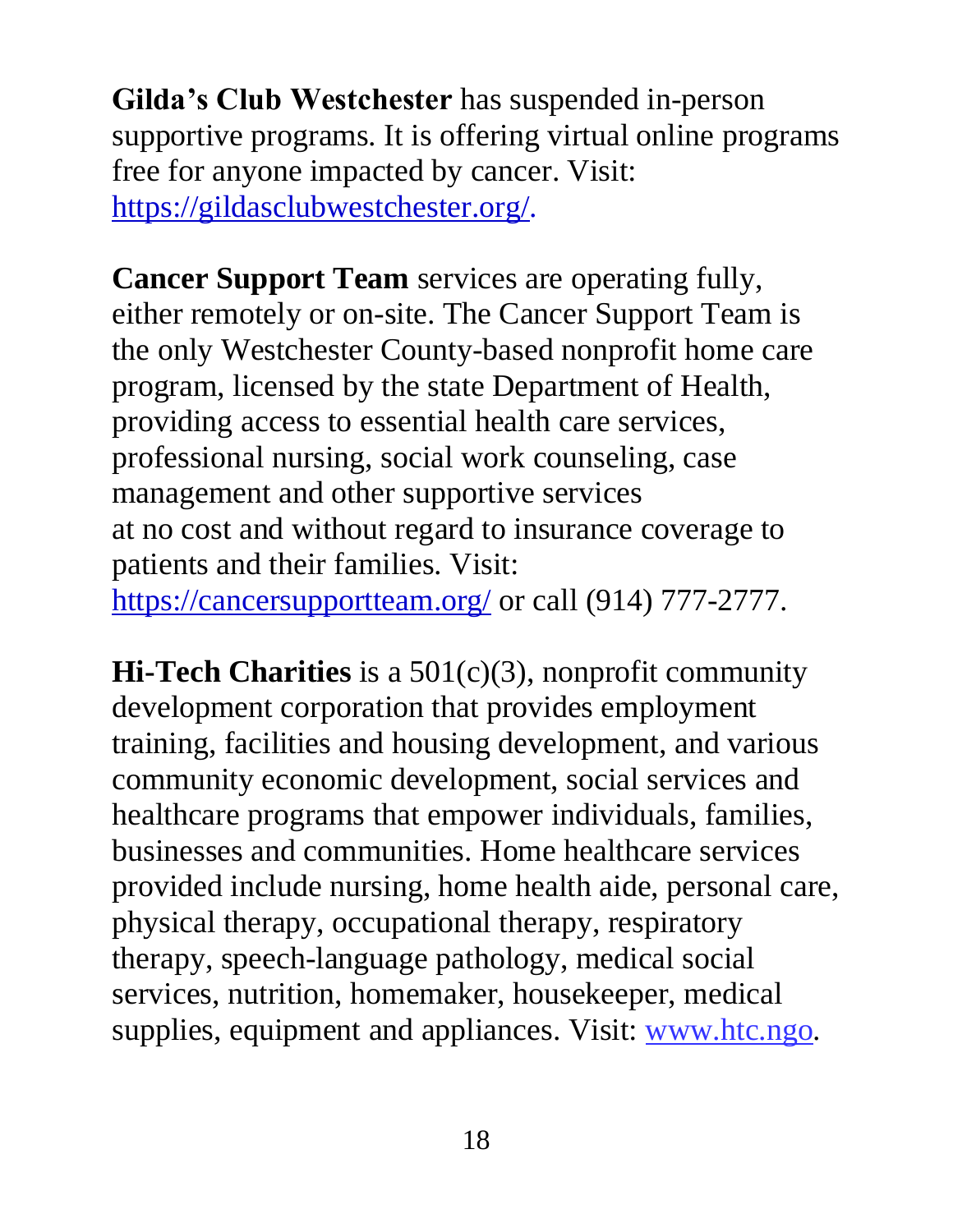**Gilda's Club Westchester** has suspended in-person supportive programs. It is offering virtual online programs free for anyone impacted by cancer. Visit: https://gildasclubwestchester.org/.

**Cancer Support Team** services are operating fully, either remotely or on-site. The Cancer Support Team is the only Westchester County-based nonprofit home care program, licensed by the state Department of Health, providing access to essential health care services, professional nursing, social work counseling, case management and other supportive services at no cost and without regard to insurance coverage to patients and their families. Visit: https://cancersupportteam.org/ or call (914) 777-2777.

**Hi-Tech Charities** is a 501(c)(3), nonprofit community development corporation that provides employment training, facilities and housing development, and various community economic development, social services and healthcare programs that empower individuals, families, businesses and communities. Home healthcare services provided include nursing, home health aide, personal care, physical therapy, occupational therapy, respiratory therapy, speech-language pathology, medical social services, nutrition, homemaker, housekeeper, medical supplies, equipment and appliances. Visit: www.htc.ngo.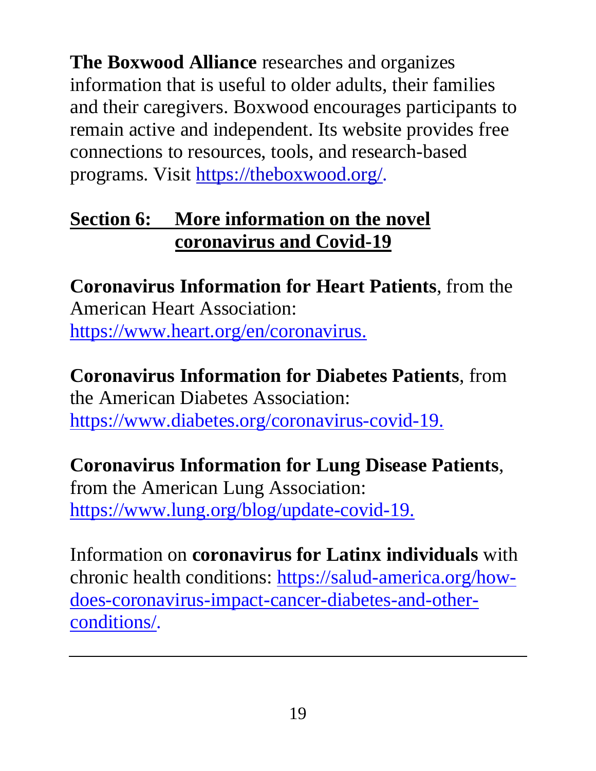**The Boxwood Alliance** researches and organizes information that is useful to older adults, their families and their caregivers. Boxwood encourages participants to remain active and independent. Its website provides free connections to resources, tools, and research-based programs. Visit https://theboxwood.org/.

## Section 6: More information on the novel coronavirus and Covid-19

**Coronavirus Information for Heart Patients**, from the American Heart Association: https://www.heart.org/en/coronavirus.

**Coronavirus Information for Diabetes Patients**, from the American Diabetes Association: https://www.diabetes.org/coronavirus-covid-19.

**Coronavirus Information for Lung Disease Patients**, from the American Lung Association: https://www.lung.org/blog/update-covid-19.

Information on **coronavirus for Latinx individuals** with chronic health conditions: https://salud-america.org/how-does-coronavirus-impact-cancer-diabetes-and-other-conditions/.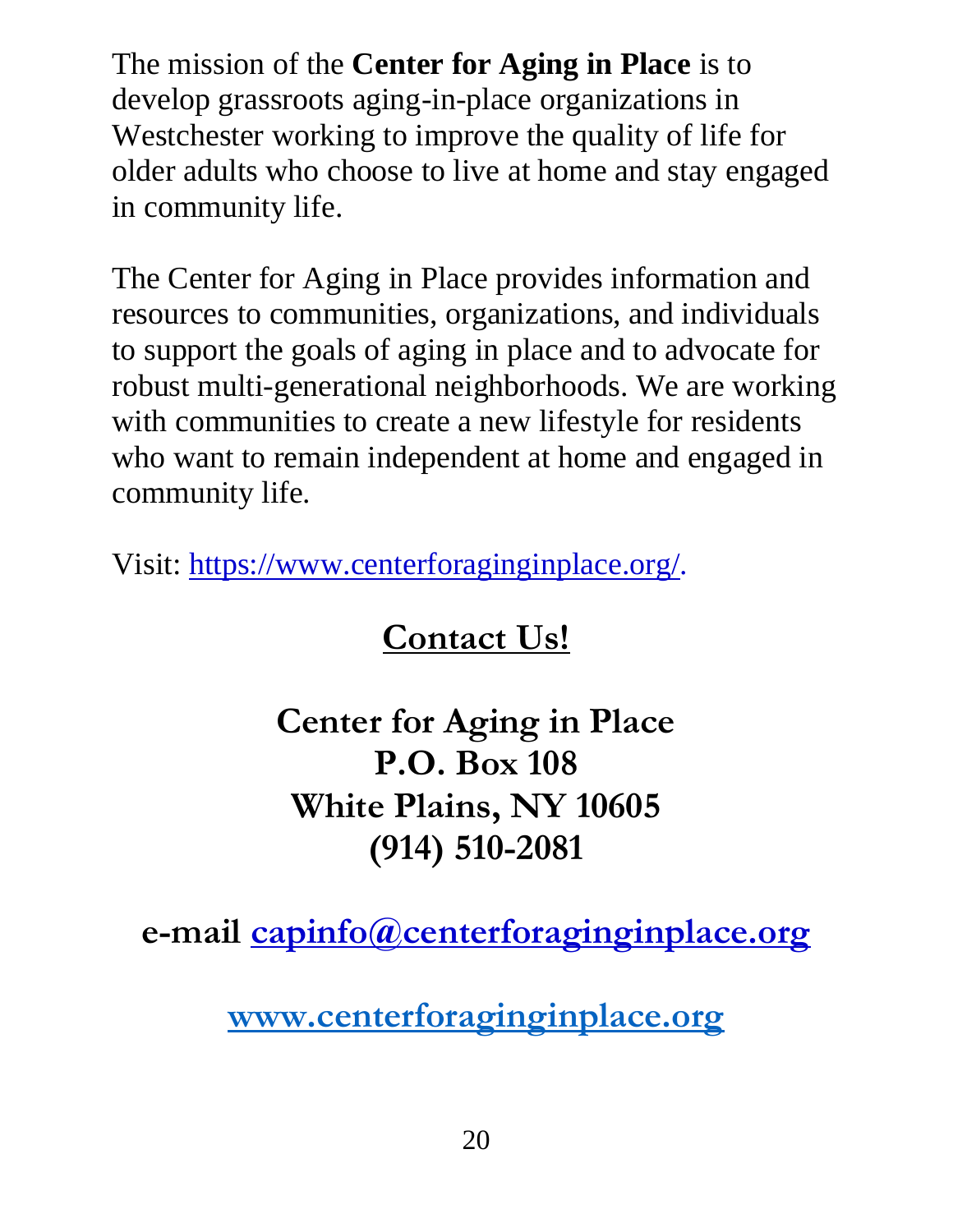The mission of the **Center for Aging in Place** is to develop grassroots aging-in-place organizations in Westchester working to improve the quality of life for older adults who choose to live at home and stay engaged in community life.

The Center for Aging in Place provides information and resources to communities, organizations, and individuals to support the goals of aging in place and to advocate for robust multi-generational neighborhoods. We are working with communities to create a new lifestyle for residents who want to remain independent at home and engaged in community life.

Visit: https://www.centerforaginginplace.org/.

## Contact Us!

**Center for Aging in Place**
**P.O. Box 108**
**White Plains, NY 10605**
**(914) 510-2081**

**e-mail capinfo@centerforaginginplace.org**

**www.centerforaginginplace.org**